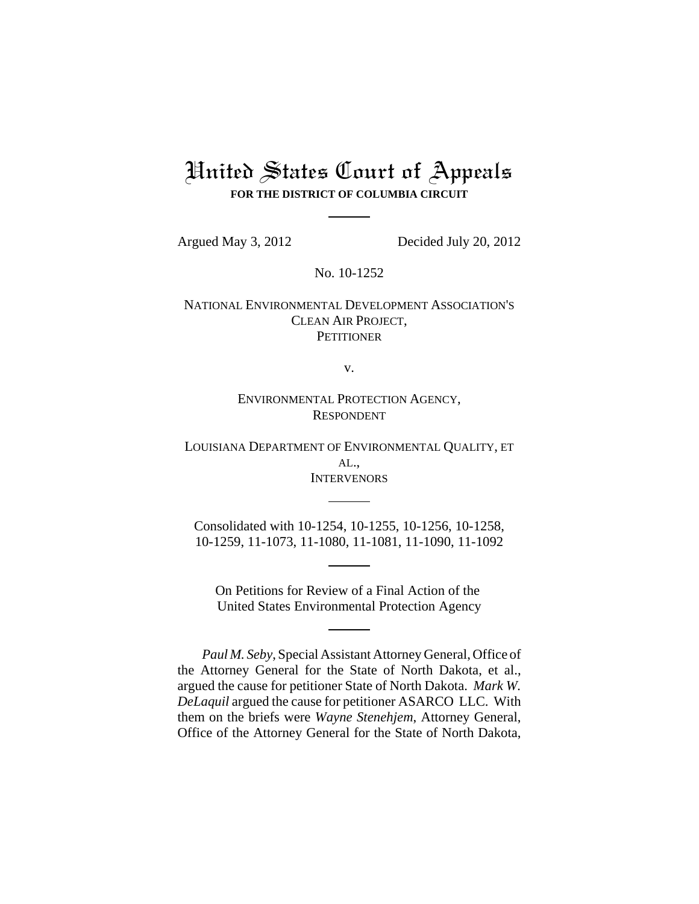# United States Court of Appeals

**FOR THE DISTRICT OF COLUMBIA CIRCUIT**

Argued May 3, 2012 Decided July 20, 2012

No. 10-1252

NATIONAL ENVIRONMENTAL DEVELOPMENT ASSOCIATION'S CLEAN AIR PROJECT,
PETITIONER

v.

ENVIRONMENTAL PROTECTION AGENCY,
RESPONDENT

LOUISIANA DEPARTMENT OF ENVIRONMENTAL QUALITY, ET AL.,
INTERVENORS

Consolidated with 10-1254, 10-1255, 10-1256, 10-1258, 10-1259, 11-1073, 11-1080, 11-1081, 11-1090, 11-1092

On Petitions for Review of a Final Action of the United States Environmental Protection Agency

*Paul M. Seby*, Special Assistant Attorney General, Office of the Attorney General for the State of North Dakota, et al., argued the cause for petitioner State of North Dakota. *Mark W. DeLaquil* argued the cause for petitioner ASARCO LLC. With them on the briefs were *Wayne Stenehjem*, Attorney General, Office of the Attorney General for the State of North Dakota,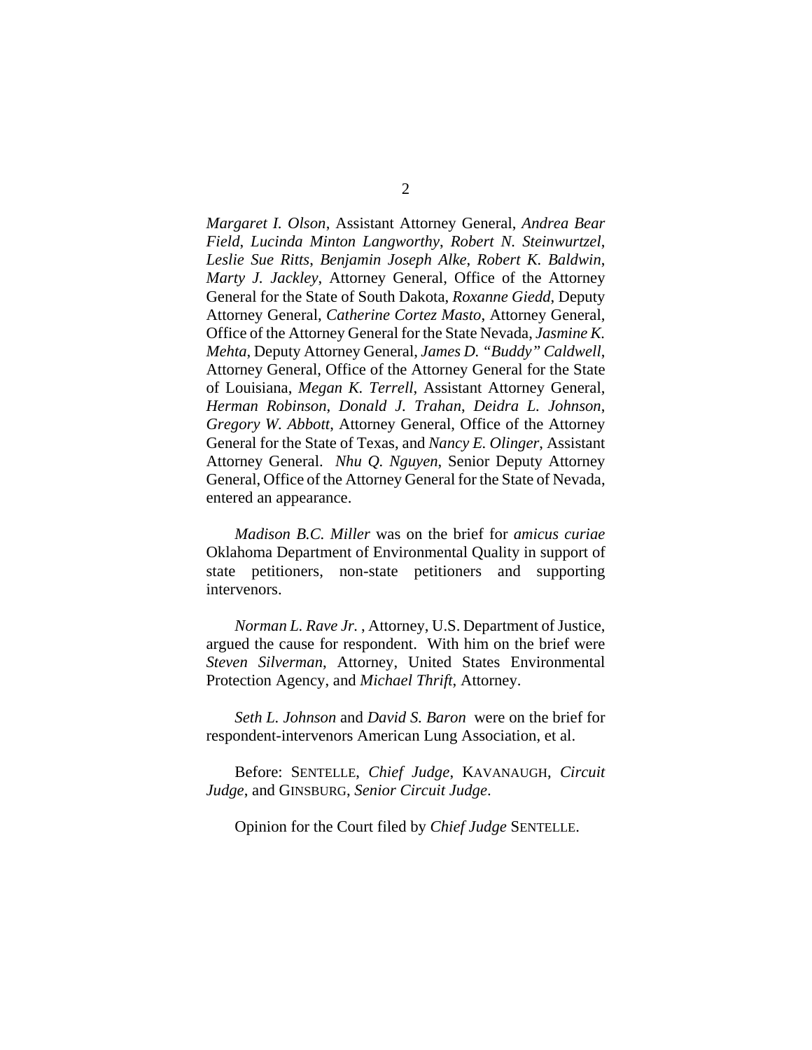*Margaret I. Olson*, Assistant Attorney General, *Andrea Bear Field*, *Lucinda Minton Langworthy*, *Robert N. Steinwurtzel*, *Leslie Sue Ritts*, *Benjamin Joseph Alke*, *Robert K. Baldwin*, *Marty J. Jackley*, Attorney General, Office of the Attorney General for the State of South Dakota, *Roxanne Giedd*, Deputy Attorney General, *Catherine Cortez Masto*, Attorney General, Office of the Attorney General for the State Nevada, *Jasmine K. Mehta*, Deputy Attorney General, *James D. "Buddy" Caldwell*, Attorney General, Office of the Attorney General for the State of Louisiana, *Megan K. Terrell*, Assistant Attorney General, *Herman Robinson*, *Donald J. Trahan*, *Deidra L. Johnson*, *Gregory W. Abbott*, Attorney General, Office of the Attorney General for the State of Texas, and *Nancy E. Olinger*, Assistant Attorney General. *Nhu Q. Nguyen*, Senior Deputy Attorney General, Office of the Attorney General for the State of Nevada, entered an appearance.

*Madison B.C. Miller* was on the brief for *amicus curiae* Oklahoma Department of Environmental Quality in support of state petitioners, non-state petitioners and supporting intervenors.

*Norman L. Rave Jr.* , Attorney, U.S. Department of Justice, argued the cause for respondent. With him on the brief were *Steven Silverman*, Attorney, United States Environmental Protection Agency, and *Michael Thrift*, Attorney.

*Seth L. Johnson* and *David S. Baron* were on the brief for respondent-intervenors American Lung Association, et al.

Before: SENTELLE, *Chief Judge*, KAVANAUGH, *Circuit Judge*, and GINSBURG, *Senior Circuit Judge*.

Opinion for the Court filed by *Chief Judge* SENTELLE.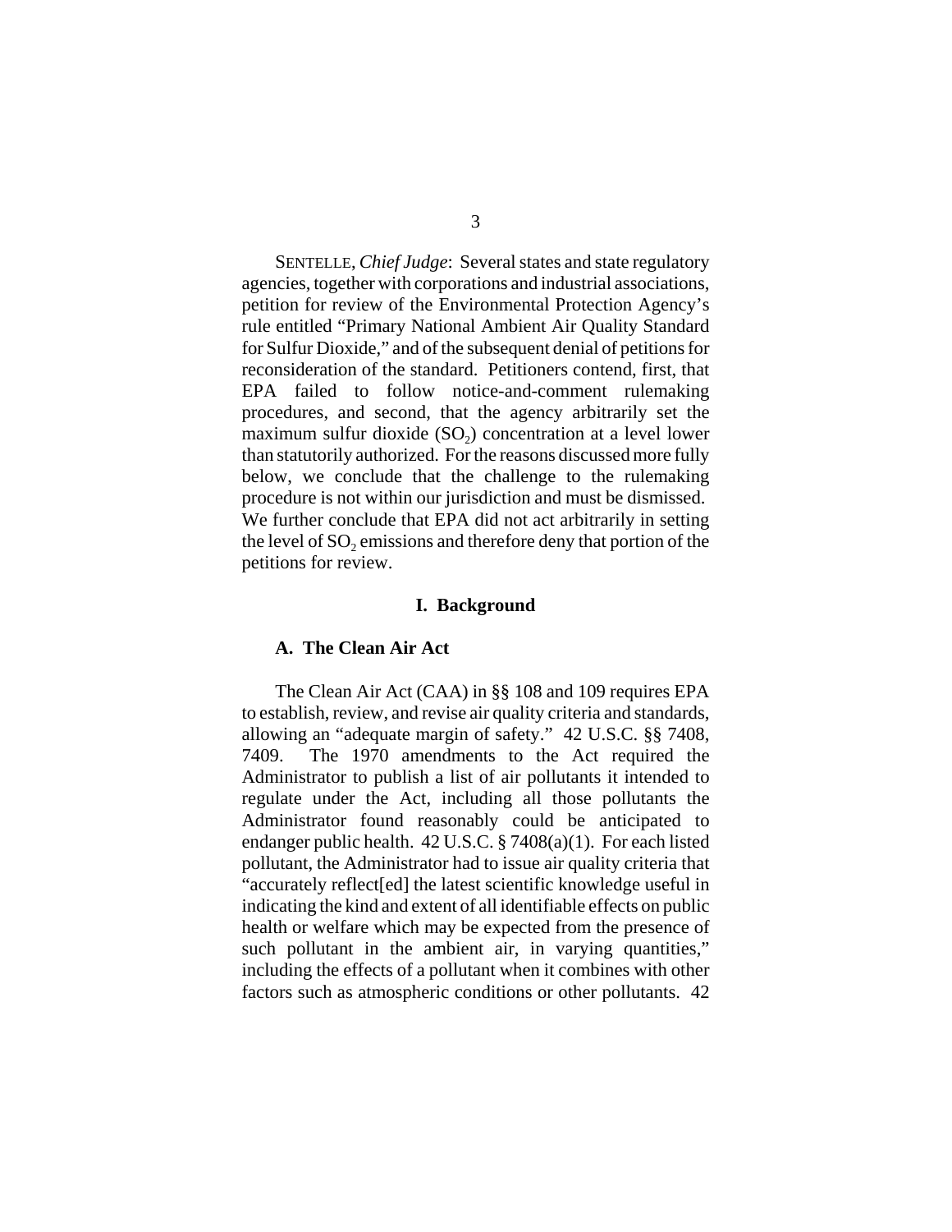SENTELLE, *Chief Judge*: Several states and state regulatory agencies, together with corporations and industrial associations, petition for review of the Environmental Protection Agency's rule entitled "Primary National Ambient Air Quality Standard for Sulfur Dioxide," and of the subsequent denial of petitions for reconsideration of the standard. Petitioners contend, first, that EPA failed to follow notice-and-comment rulemaking procedures, and second, that the agency arbitrarily set the maximum sulfur dioxide ($SO_2$) concentration at a level lower than statutorily authorized. For the reasons discussed more fully below, we conclude that the challenge to the rulemaking procedure is not within our jurisdiction and must be dismissed. We further conclude that EPA did not act arbitrarily in setting the level of $SO_2$ emissions and therefore deny that portion of the petitions for review.

## I. Background

### A. The Clean Air Act

The Clean Air Act (CAA) in §§ 108 and 109 requires EPA to establish, review, and revise air quality criteria and standards, allowing an "adequate margin of safety." 42 U.S.C. §§ 7408, 7409. The 1970 amendments to the Act required the Administrator to publish a list of air pollutants it intended to regulate under the Act, including all those pollutants the Administrator found reasonably could be anticipated to endanger public health. 42 U.S.C. § 7408(a)(1). For each listed pollutant, the Administrator had to issue air quality criteria that "accurately reflect[ed] the latest scientific knowledge useful in indicating the kind and extent of all identifiable effects on public health or welfare which may be expected from the presence of such pollutant in the ambient air, in varying quantities," including the effects of a pollutant when it combines with other factors such as atmospheric conditions or other pollutants. 42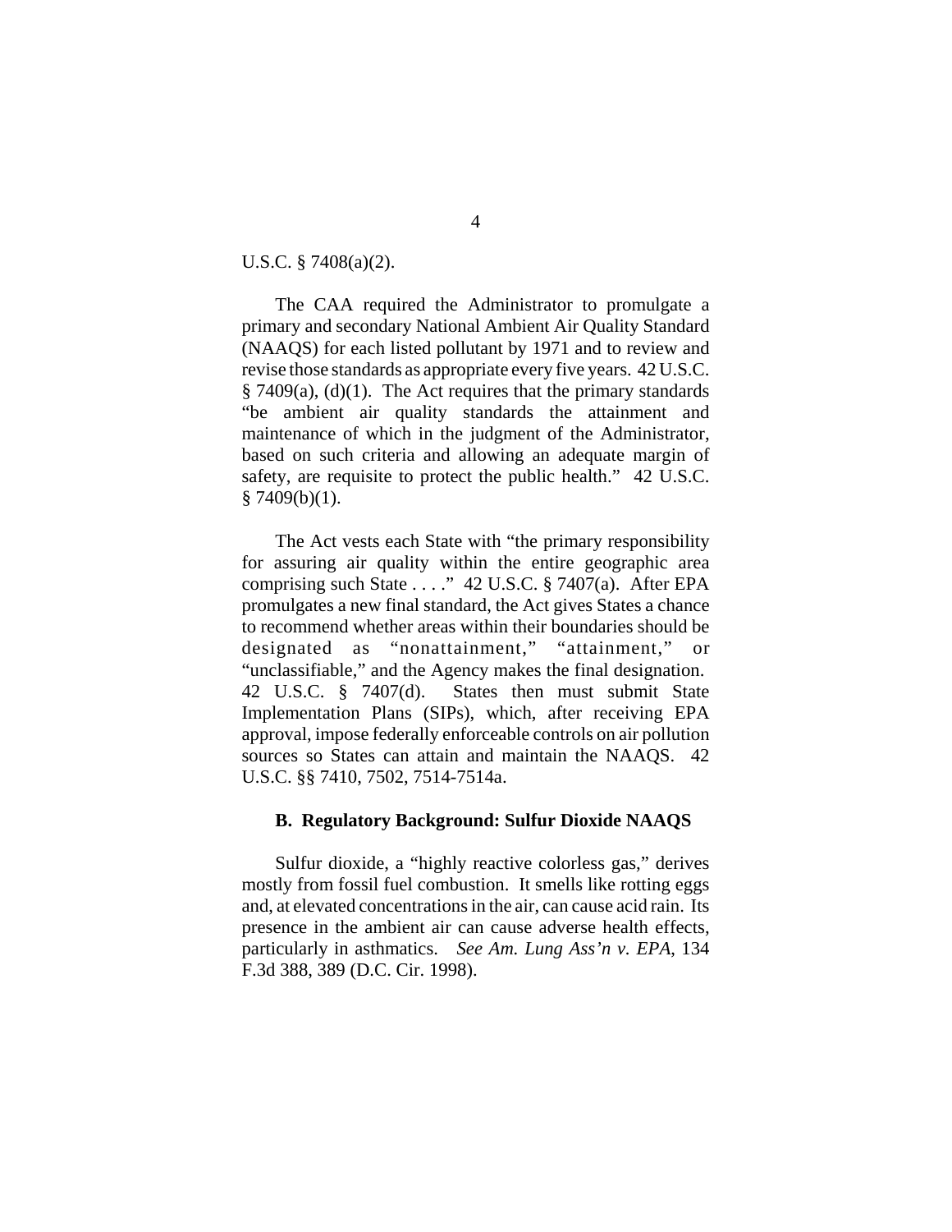U.S.C. § 7408(a)(2).

The CAA required the Administrator to promulgate a primary and secondary National Ambient Air Quality Standard (NAAQS) for each listed pollutant by 1971 and to review and revise those standards as appropriate every five years. 42 U.S.C. § 7409(a), (d)(1). The Act requires that the primary standards "be ambient air quality standards the attainment and maintenance of which in the judgment of the Administrator, based on such criteria and allowing an adequate margin of safety, are requisite to protect the public health." 42 U.S.C. § 7409(b)(1).

The Act vests each State with "the primary responsibility for assuring air quality within the entire geographic area comprising such State . . . ." 42 U.S.C. § 7407(a). After EPA promulgates a new final standard, the Act gives States a chance to recommend whether areas within their boundaries should be designated as "nonattainment," "attainment," or "unclassifiable," and the Agency makes the final designation. 42 U.S.C. § 7407(d). States then must submit State Implementation Plans (SIPs), which, after receiving EPA approval, impose federally enforceable controls on air pollution sources so States can attain and maintain the NAAQS. 42 U.S.C. §§ 7410, 7502, 7514-7514a.

### B. Regulatory Background: Sulfur Dioxide NAAQS

Sulfur dioxide, a "highly reactive colorless gas," derives mostly from fossil fuel combustion. It smells like rotting eggs and, at elevated concentrations in the air, can cause acid rain. Its presence in the ambient air can cause adverse health effects, particularly in asthmatics. *See Am. Lung Ass'n v. EPA*, 134 F.3d 388, 389 (D.C. Cir. 1998).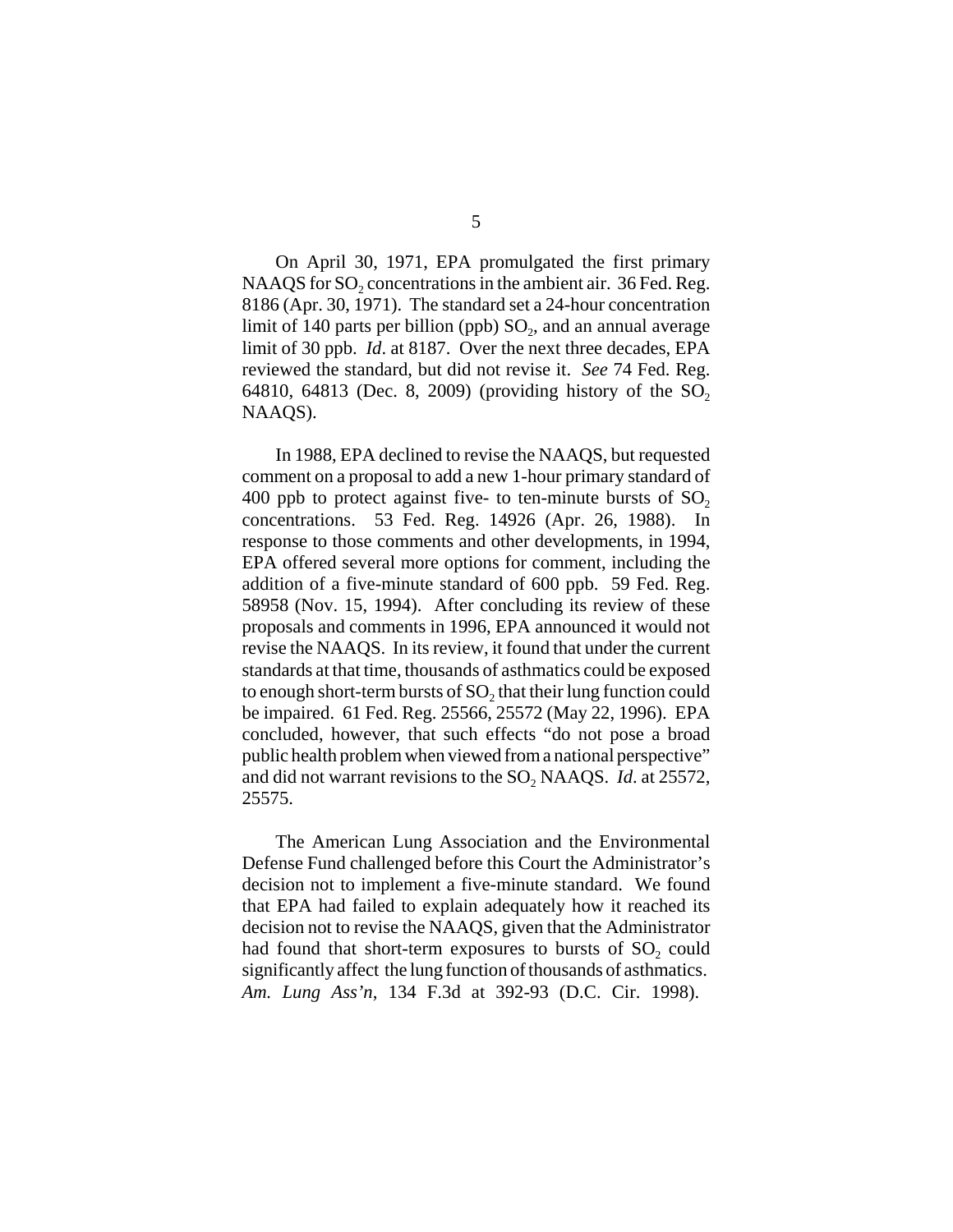On April 30, 1971, EPA promulgated the first primary NAAQS for $SO_2$ concentrations in the ambient air. 36 Fed. Reg. 8186 (Apr. 30, 1971). The standard set a 24-hour concentration limit of 140 parts per billion (ppb) $SO_2$, and an annual average limit of 30 ppb. *Id*. at 8187. Over the next three decades, EPA reviewed the standard, but did not revise it. *See* 74 Fed. Reg. 64810, 64813 (Dec. 8, 2009) (providing history of the $SO_2$ NAAQS).

In 1988, EPA declined to revise the NAAQS, but requested comment on a proposal to add a new 1-hour primary standard of 400 ppb to protect against five- to ten-minute bursts of $SO_2$ concentrations. 53 Fed. Reg. 14926 (Apr. 26, 1988). In response to those comments and other developments, in 1994, EPA offered several more options for comment, including the addition of a five-minute standard of 600 ppb. 59 Fed. Reg. 58958 (Nov. 15, 1994). After concluding its review of these proposals and comments in 1996, EPA announced it would not revise the NAAQS. In its review, it found that under the current standards at that time, thousands of asthmatics could be exposed to enough short-term bursts of $SO_2$ that their lung function could be impaired. 61 Fed. Reg. 25566, 25572 (May 22, 1996). EPA concluded, however, that such effects "do not pose a broad public health problem when viewed from a national perspective" and did not warrant revisions to the $SO_2$ NAAQS. *Id.* at 25572, 25575.

The American Lung Association and the Environmental Defense Fund challenged before this Court the Administrator's decision not to implement a five-minute standard. We found that EPA had failed to explain adequately how it reached its decision not to revise the NAAQS, given that the Administrator had found that short-term exposures to bursts of $SO_2$ could significantly affect the lung function of thousands of asthmatics. *Am. Lung Ass'n*, 134 F.3d at 392-93 (D.C. Cir. 1998).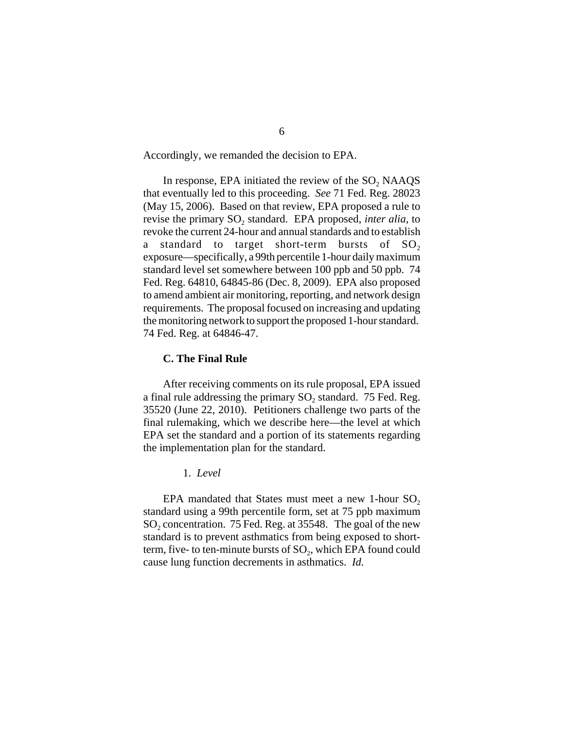Accordingly, we remanded the decision to EPA.

In response, EPA initiated the review of the $SO_2$ NAAQS that eventually led to this proceeding. *See* 71 Fed. Reg. 28023 (May 15, 2006). Based on that review, EPA proposed a rule to revise the primary $SO_2$ standard. EPA proposed, *inter alia*, to revoke the current 24-hour and annual standards and to establish a standard to target short-term bursts of $SO_2$ exposure—specifically, a 99th percentile 1-hour daily maximum standard level set somewhere between 100 ppb and 50 ppb. 74 Fed. Reg. 64810, 64845-86 (Dec. 8, 2009). EPA also proposed to amend ambient air monitoring, reporting, and network design requirements. The proposal focused on increasing and updating the monitoring network to support the proposed 1-hour standard. 74 Fed. Reg. at 64846-47.

### C. The Final Rule

After receiving comments on its rule proposal, EPA issued a final rule addressing the primary $SO_2$ standard. 75 Fed. Reg. 35520 (June 22, 2010). Petitioners challenge two parts of the final rulemaking, which we describe here—the level at which EPA set the standard and a portion of its statements regarding the implementation plan for the standard.

#### 1. *Level*

EPA mandated that States must meet a new 1-hour $SO_2$ standard using a 99th percentile form, set at 75 ppb maximum $SO_2$ concentration. 75 Fed. Reg. at 35548. The goal of the new standard is to prevent asthmatics from being exposed to short-term, five- to ten-minute bursts of $SO_2$, which EPA found could cause lung function decrements in asthmatics. *Id.*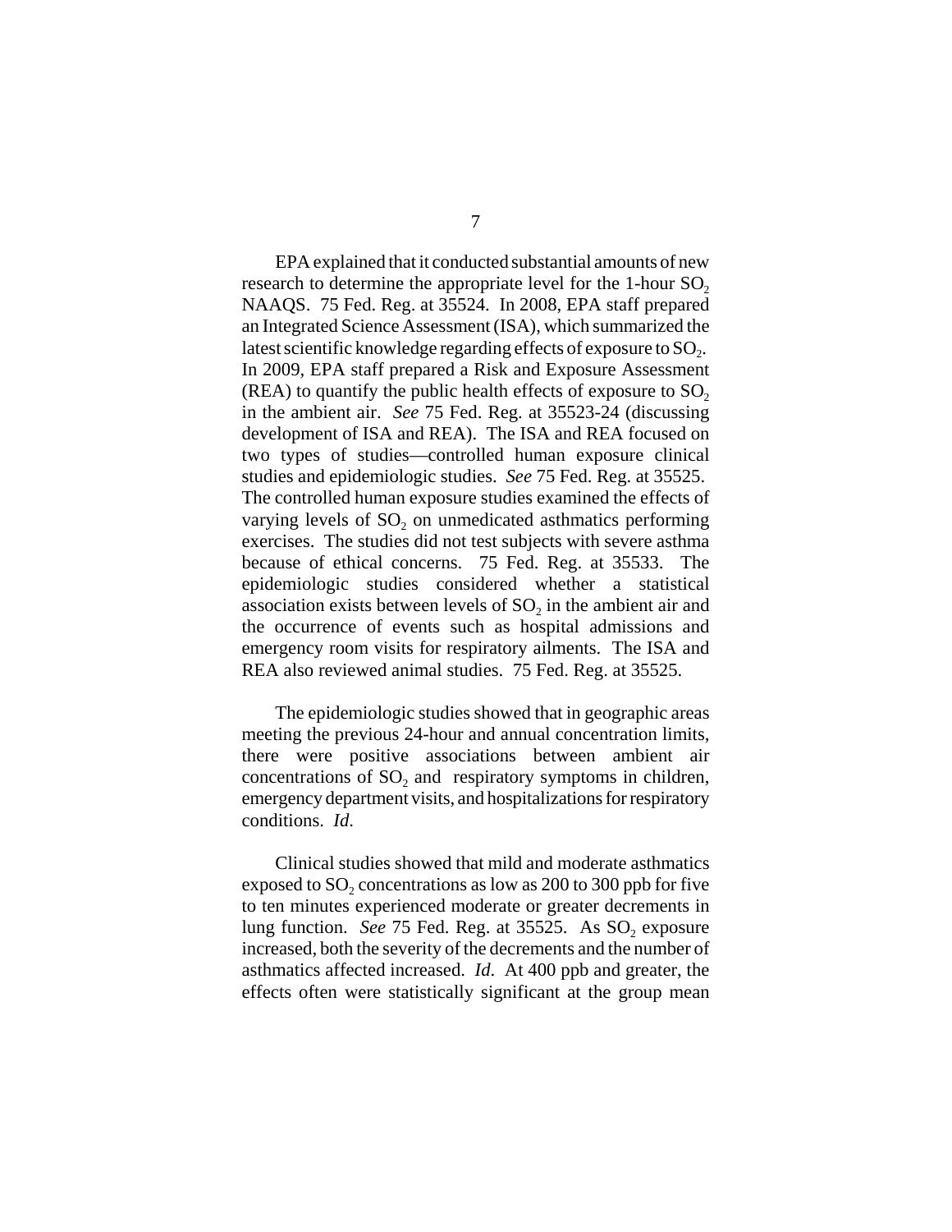EPA explained that it conducted substantial amounts of new research to determine the appropriate level for the 1-hour $SO_2$ NAAQS. 75 Fed. Reg. at 35524. In 2008, EPA staff prepared an Integrated Science Assessment (ISA), which summarized the latest scientific knowledge regarding effects of exposure to $SO_2$. In 2009, EPA staff prepared a Risk and Exposure Assessment (REA) to quantify the public health effects of exposure to $SO_2$ in the ambient air. *See* 75 Fed. Reg. at 35523-24 (discussing development of ISA and REA). The ISA and REA focused on two types of studies—controlled human exposure clinical studies and epidemiologic studies. *See* 75 Fed. Reg. at 35525. The controlled human exposure studies examined the effects of varying levels of $SO_2$ on unmedicated asthmatics performing exercises. The studies did not test subjects with severe asthma because of ethical concerns. 75 Fed. Reg. at 35533. The epidemiologic studies considered whether a statistical association exists between levels of $SO_2$ in the ambient air and the occurrence of events such as hospital admissions and emergency room visits for respiratory ailments. The ISA and REA also reviewed animal studies. 75 Fed. Reg. at 35525.

The epidemiologic studies showed that in geographic areas meeting the previous 24-hour and annual concentration limits, there were positive associations between ambient air concentrations of $SO_2$ and respiratory symptoms in children, emergency department visits, and hospitalizations for respiratory conditions. *Id*.

Clinical studies showed that mild and moderate asthmatics exposed to $SO_2$ concentrations as low as 200 to 300 ppb for five to ten minutes experienced moderate or greater decrements in lung function. *See* 75 Fed. Reg. at 35525. As $SO_2$ exposure increased, both the severity of the decrements and the number of asthmatics affected increased. *Id*. At 400 ppb and greater, the effects often were statistically significant at the group mean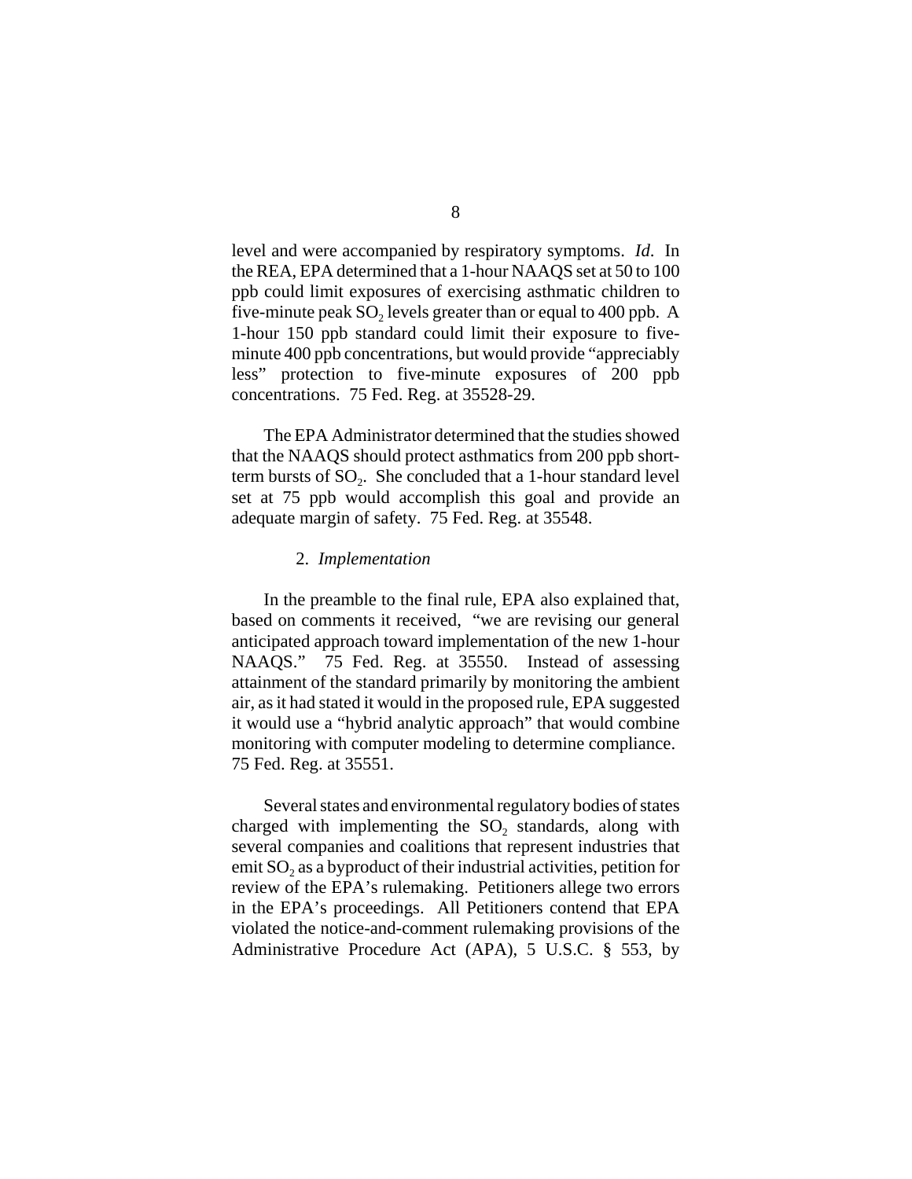level and were accompanied by respiratory symptoms. *Id.* In the REA, EPA determined that a 1-hour NAAQS set at 50 to 100 ppb could limit exposures of exercising asthmatic children to five-minute peak $SO_2$ levels greater than or equal to 400 ppb. A 1-hour 150 ppb standard could limit their exposure to five-minute 400 ppb concentrations, but would provide "appreciably less" protection to five-minute exposures of 200 ppb concentrations. 75 Fed. Reg. at 35528-29.

The EPA Administrator determined that the studies showed that the NAAQS should protect asthmatics from 200 ppb short-term bursts of $SO_2$. She concluded that a 1-hour standard level set at 75 ppb would accomplish this goal and provide an adequate margin of safety. 75 Fed. Reg. at 35548.

2. *Implementation*

In the preamble to the final rule, EPA also explained that, based on comments it received, "we are revising our general anticipated approach toward implementation of the new 1-hour NAAQS." 75 Fed. Reg. at 35550. Instead of assessing attainment of the standard primarily by monitoring the ambient air, as it had stated it would in the proposed rule, EPA suggested it would use a "hybrid analytic approach" that would combine monitoring with computer modeling to determine compliance. 75 Fed. Reg. at 35551.

Several states and environmental regulatory bodies of states charged with implementing the $SO_2$ standards, along with several companies and coalitions that represent industries that emit $SO_2$ as a byproduct of their industrial activities, petition for review of the EPA's rulemaking. Petitioners allege two errors in the EPA's proceedings. All Petitioners contend that EPA violated the notice-and-comment rulemaking provisions of the Administrative Procedure Act (APA), 5 U.S.C. § 553, by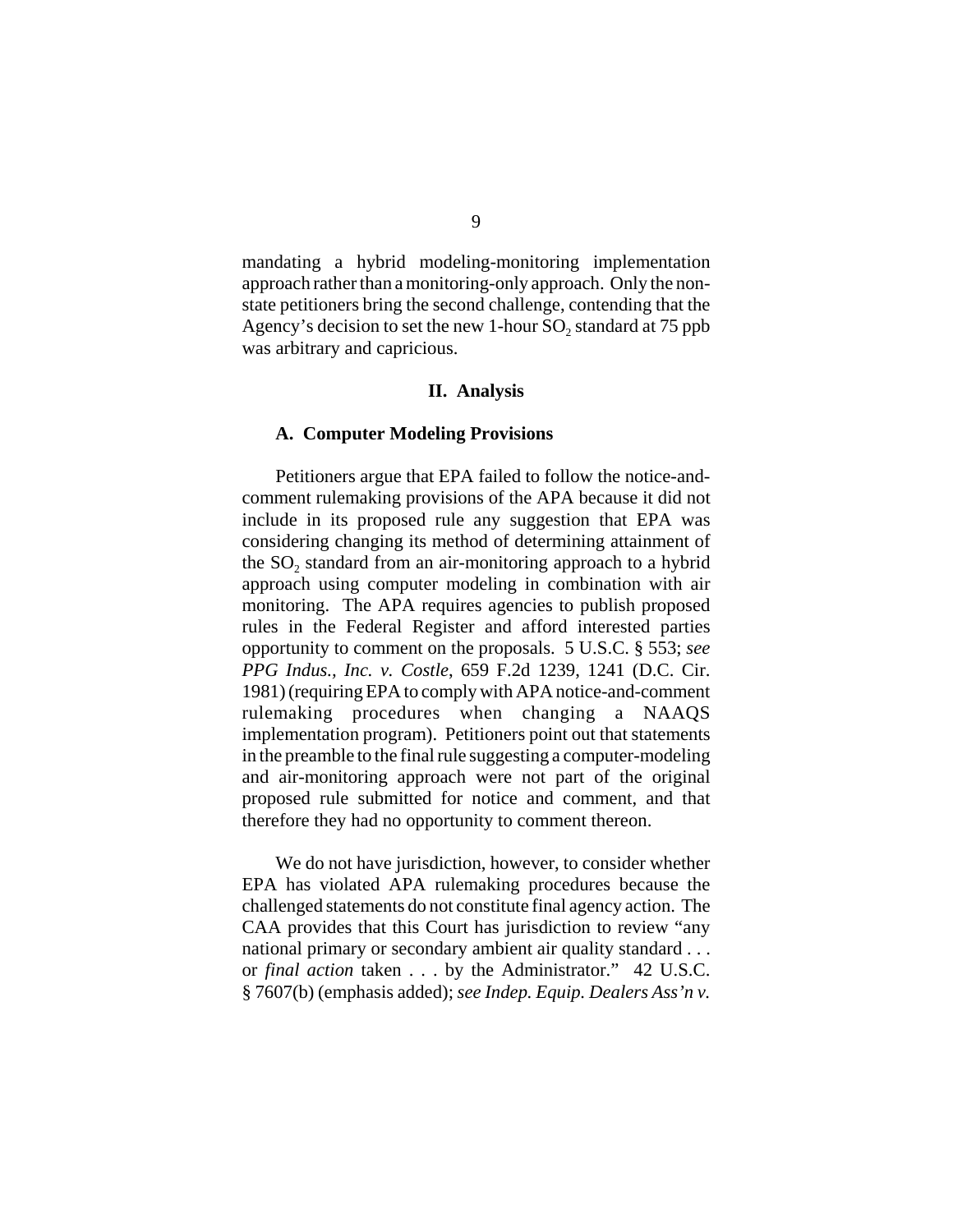mandating a hybrid modeling-monitoring implementation approach rather than a monitoring-only approach. Only the non-state petitioners bring the second challenge, contending that the Agency's decision to set the new 1-hour $SO_2$ standard at 75 ppb was arbitrary and capricious.

## II. Analysis

### A. Computer Modeling Provisions

Petitioners argue that EPA failed to follow the notice-and-comment rulemaking provisions of the APA because it did not include in its proposed rule any suggestion that EPA was considering changing its method of determining attainment of the $SO_2$ standard from an air-monitoring approach to a hybrid approach using computer modeling in combination with air monitoring. The APA requires agencies to publish proposed rules in the Federal Register and afford interested parties opportunity to comment on the proposals. 5 U.S.C. § 553; *see PPG Indus., Inc. v. Costle*, 659 F.2d 1239, 1241 (D.C. Cir. 1981) (requiring EPA to comply with APA notice-and-comment rulemaking procedures when changing a NAAQS implementation program). Petitioners point out that statements in the preamble to the final rule suggesting a computer-modeling and air-monitoring approach were not part of the original proposed rule submitted for notice and comment, and that therefore they had no opportunity to comment thereon.

We do not have jurisdiction, however, to consider whether EPA has violated APA rulemaking procedures because the challenged statements do not constitute final agency action. The CAA provides that this Court has jurisdiction to review "any national primary or secondary ambient air quality standard . . . or *final action* taken . . . by the Administrator." 42 U.S.C. § 7607(b) (emphasis added); *see Indep. Equip. Dealers Ass'n v.*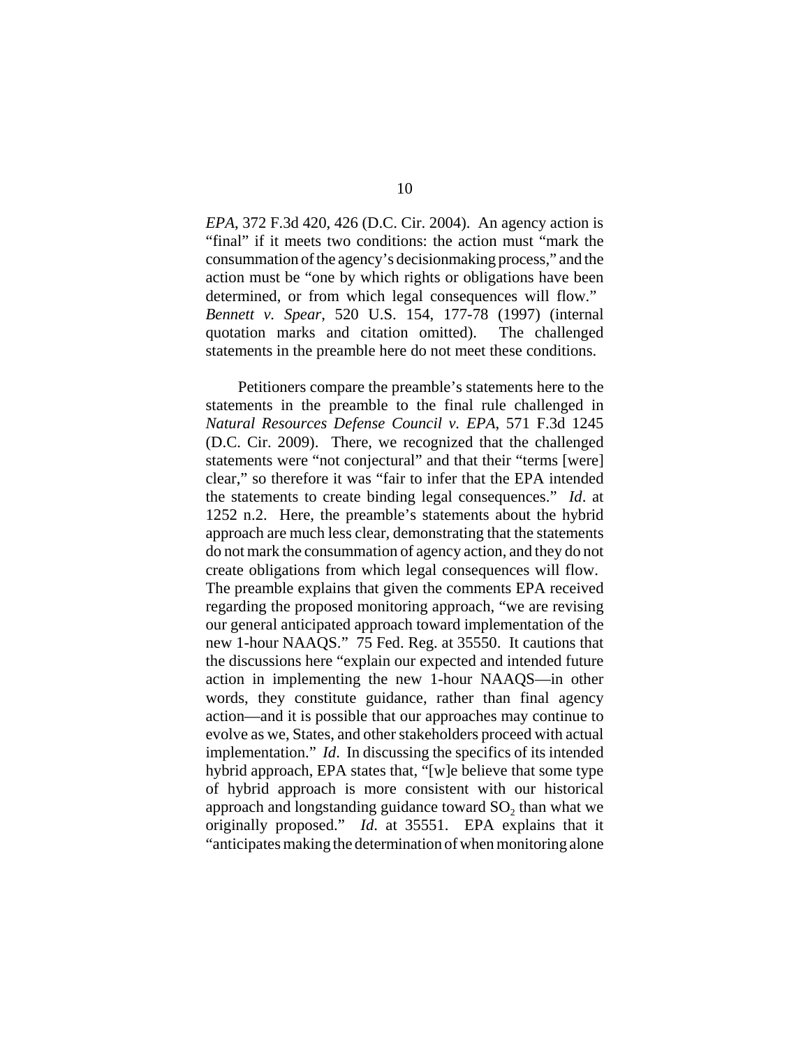*EPA*, 372 F.3d 420, 426 (D.C. Cir. 2004). An agency action is "final" if it meets two conditions: the action must "mark the consummation of the agency's decisionmaking process," and the action must be "one by which rights or obligations have been determined, or from which legal consequences will flow." *Bennett v. Spear*, 520 U.S. 154, 177-78 (1997) (internal quotation marks and citation omitted). The challenged statements in the preamble here do not meet these conditions.

Petitioners compare the preamble's statements here to the statements in the preamble to the final rule challenged in *Natural Resources Defense Council v. EPA*, 571 F.3d 1245 (D.C. Cir. 2009). There, we recognized that the challenged statements were "not conjectural" and that their "terms [were] clear," so therefore it was "fair to infer that the EPA intended the statements to create binding legal consequences." *Id*. at 1252 n.2. Here, the preamble's statements about the hybrid approach are much less clear, demonstrating that the statements do not mark the consummation of agency action, and they do not create obligations from which legal consequences will flow. The preamble explains that given the comments EPA received regarding the proposed monitoring approach, "we are revising our general anticipated approach toward implementation of the new 1-hour NAAQS." 75 Fed. Reg. at 35550. It cautions that the discussions here "explain our expected and intended future action in implementing the new 1-hour NAAQS—in other words, they constitute guidance, rather than final agency action—and it is possible that our approaches may continue to evolve as we, States, and other stakeholders proceed with actual implementation." *Id*. In discussing the specifics of its intended hybrid approach, EPA states that, "[w]e believe that some type of hybrid approach is more consistent with our historical approach and longstanding guidance toward $SO_2$ than what we originally proposed." *Id.* at 35551. EPA explains that it "anticipates making the determination of when monitoring alone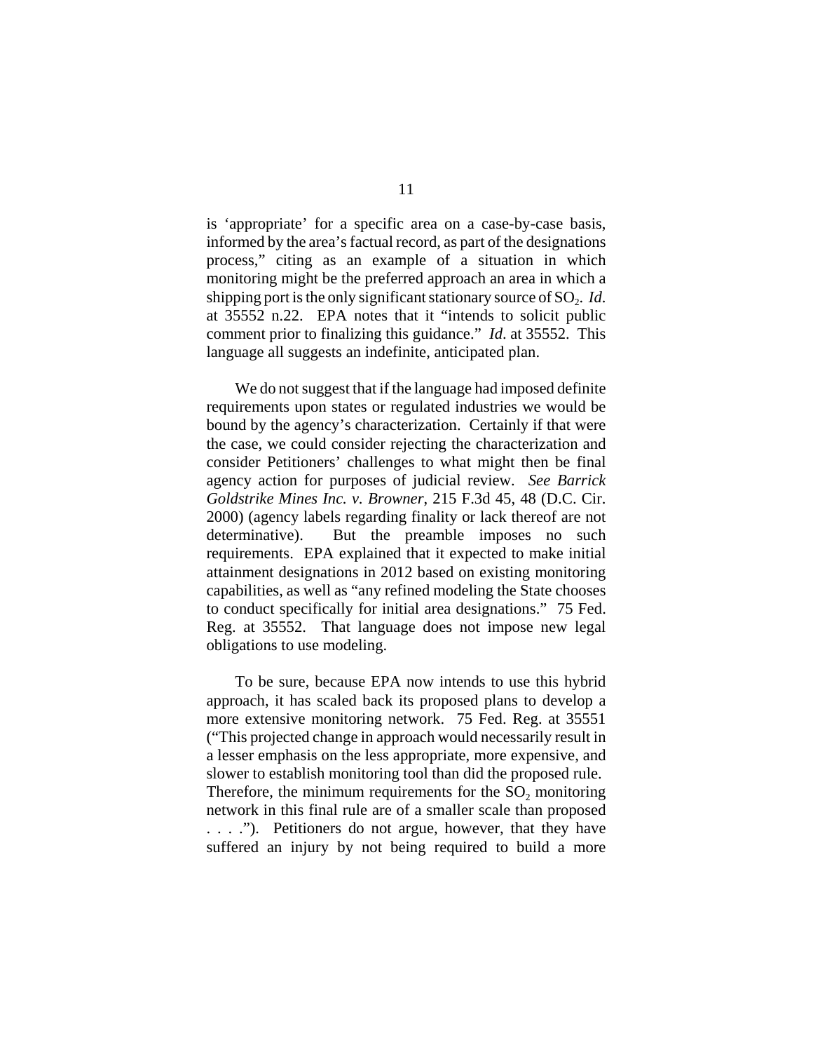is 'appropriate' for a specific area on a case-by-case basis, informed by the area's factual record, as part of the designations process," citing as an example of a situation in which monitoring might be the preferred approach an area in which a shipping port is the only significant stationary source of $SO_2$. *Id*. at 35552 n.22. EPA notes that it "intends to solicit public comment prior to finalizing this guidance." *Id*. at 35552. This language all suggests an indefinite, anticipated plan.

We do not suggest that if the language had imposed definite requirements upon states or regulated industries we would be bound by the agency's characterization. Certainly if that were the case, we could consider rejecting the characterization and consider Petitioners' challenges to what might then be final agency action for purposes of judicial review. *See Barrick Goldstrike Mines Inc. v. Browner*, 215 F.3d 45, 48 (D.C. Cir. 2000) (agency labels regarding finality or lack thereof are not determinative). But the preamble imposes no such requirements. EPA explained that it expected to make initial attainment designations in 2012 based on existing monitoring capabilities, as well as "any refined modeling the State chooses to conduct specifically for initial area designations." 75 Fed. Reg. at 35552. That language does not impose new legal obligations to use modeling.

To be sure, because EPA now intends to use this hybrid approach, it has scaled back its proposed plans to develop a more extensive monitoring network. 75 Fed. Reg. at 35551 ("This projected change in approach would necessarily result in a lesser emphasis on the less appropriate, more expensive, and slower to establish monitoring tool than did the proposed rule. Therefore, the minimum requirements for the $SO_2$ monitoring network in this final rule are of a smaller scale than proposed . . . ."). Petitioners do not argue, however, that they have suffered an injury by not being required to build a more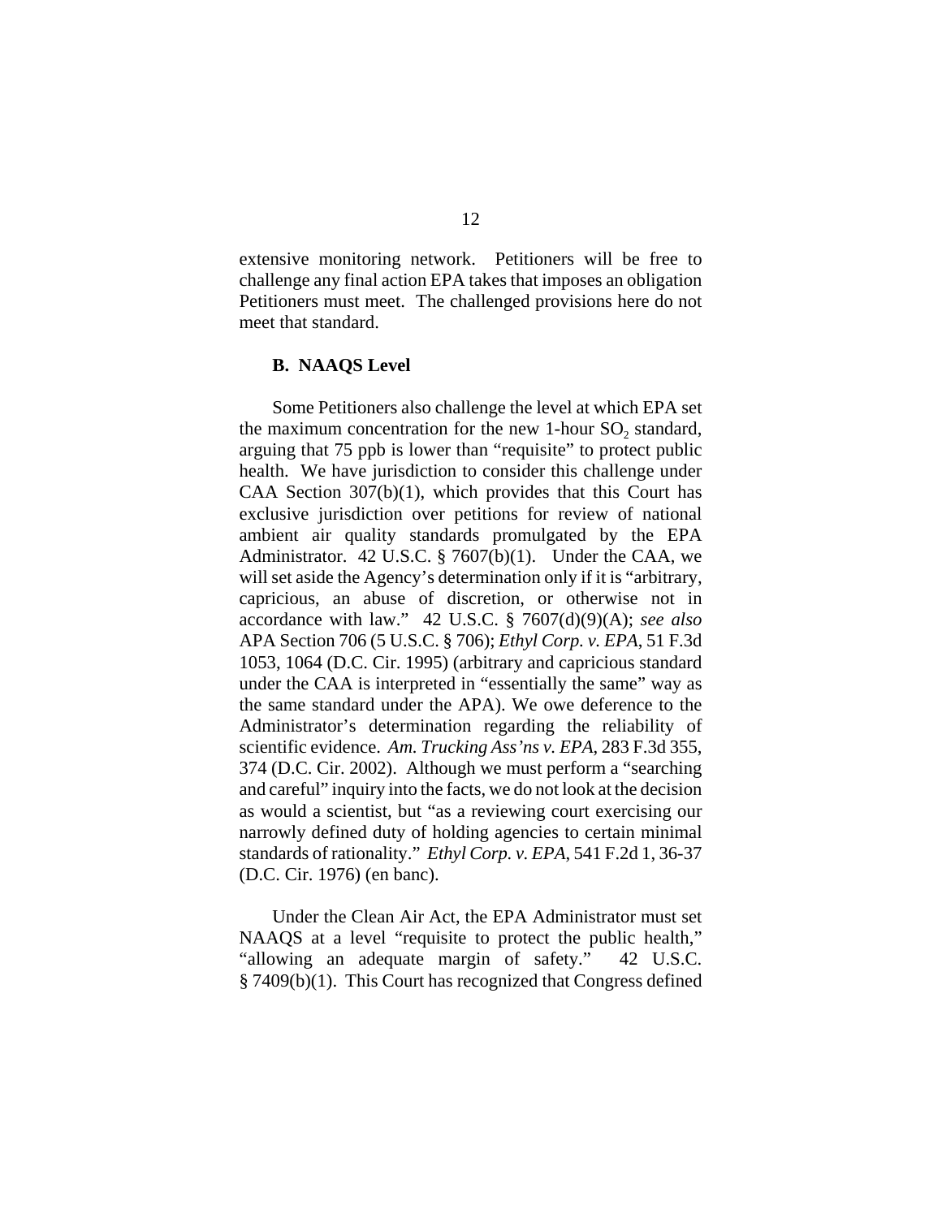extensive monitoring network. Petitioners will be free to challenge any final action EPA takes that imposes an obligation Petitioners must meet. The challenged provisions here do not meet that standard.

### B. NAAQS Level

Some Petitioners also challenge the level at which EPA set the maximum concentration for the new 1-hour $SO_2$ standard, arguing that 75 ppb is lower than "requisite" to protect public health. We have jurisdiction to consider this challenge under CAA Section 307(b)(1), which provides that this Court has exclusive jurisdiction over petitions for review of national ambient air quality standards promulgated by the EPA Administrator. 42 U.S.C. § 7607(b)(1). Under the CAA, we will set aside the Agency's determination only if it is "arbitrary, capricious, an abuse of discretion, or otherwise not in accordance with law." 42 U.S.C. § 7607(d)(9)(A); *see also* APA Section 706 (5 U.S.C. § 706); *Ethyl Corp. v. EPA*, 51 F.3d 1053, 1064 (D.C. Cir. 1995) (arbitrary and capricious standard under the CAA is interpreted in "essentially the same" way as the same standard under the APA). We owe deference to the Administrator's determination regarding the reliability of scientific evidence. *Am. Trucking Ass'ns v. EPA*, 283 F.3d 355, 374 (D.C. Cir. 2002). Although we must perform a "searching and careful" inquiry into the facts, we do not look at the decision as would a scientist, but "as a reviewing court exercising our narrowly defined duty of holding agencies to certain minimal standards of rationality." *Ethyl Corp. v. EPA*, 541 F.2d 1, 36-37 (D.C. Cir. 1976) (en banc).

Under the Clean Air Act, the EPA Administrator must set NAAQS at a level "requisite to protect the public health," "allowing an adequate margin of safety." 42 U.S.C. § 7409(b)(1). This Court has recognized that Congress defined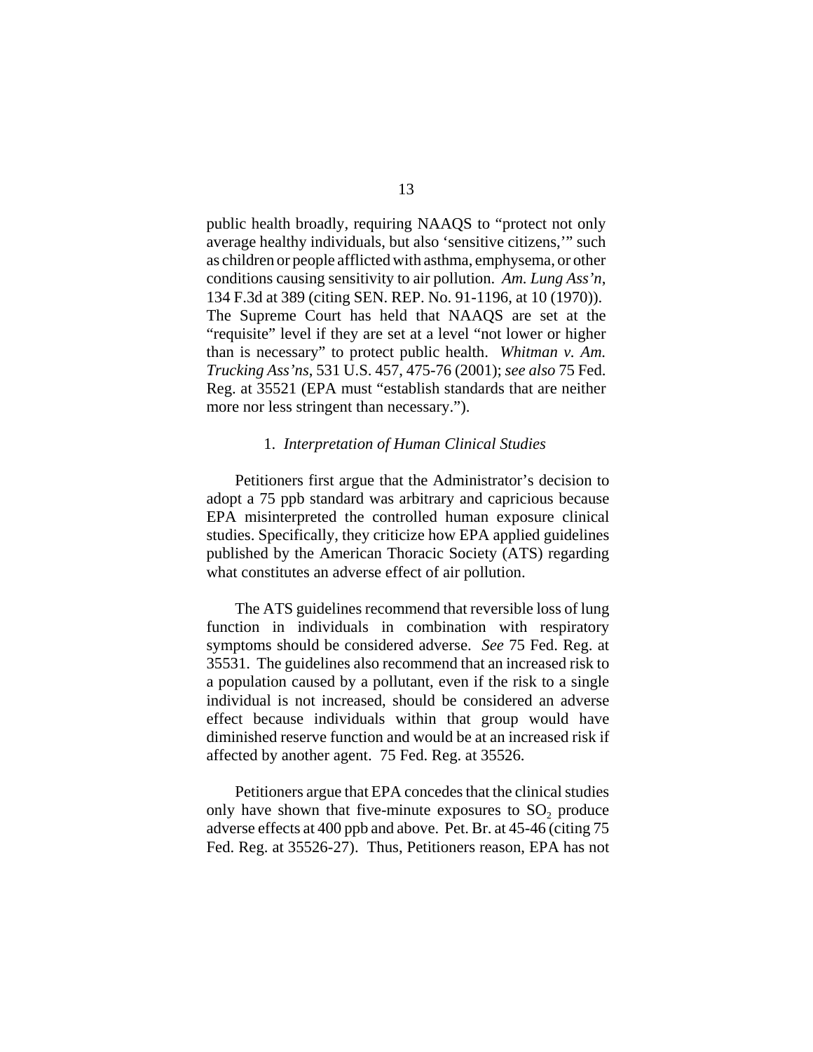public health broadly, requiring NAAQS to "protect not only average healthy individuals, but also 'sensitive citizens,'" such as children or people afflicted with asthma, emphysema, or other conditions causing sensitivity to air pollution. *Am. Lung Ass'n*, 134 F.3d at 389 (citing SEN. REP. No. 91-1196, at 10 (1970)). The Supreme Court has held that NAAQS are set at the "requisite" level if they are set at a level "not lower or higher than is necessary" to protect public health. *Whitman v. Am. Trucking Ass'ns*, 531 U.S. 457, 475-76 (2001); *see also* 75 Fed. Reg. at 35521 (EPA must "establish standards that are neither more nor less stringent than necessary.").

### 1. *Interpretation of Human Clinical Studies*

Petitioners first argue that the Administrator's decision to adopt a 75 ppb standard was arbitrary and capricious because EPA misinterpreted the controlled human exposure clinical studies. Specifically, they criticize how EPA applied guidelines published by the American Thoracic Society (ATS) regarding what constitutes an adverse effect of air pollution.

The ATS guidelines recommend that reversible loss of lung function in individuals in combination with respiratory symptoms should be considered adverse. *See* 75 Fed. Reg. at 35531. The guidelines also recommend that an increased risk to a population caused by a pollutant, even if the risk to a single individual is not increased, should be considered an adverse effect because individuals within that group would have diminished reserve function and would be at an increased risk if affected by another agent. 75 Fed. Reg. at 35526.

Petitioners argue that EPA concedes that the clinical studies only have shown that five-minute exposures to $SO_2$ produce adverse effects at 400 ppb and above. Pet. Br. at 45-46 (citing 75 Fed. Reg. at 35526-27). Thus, Petitioners reason, EPA has not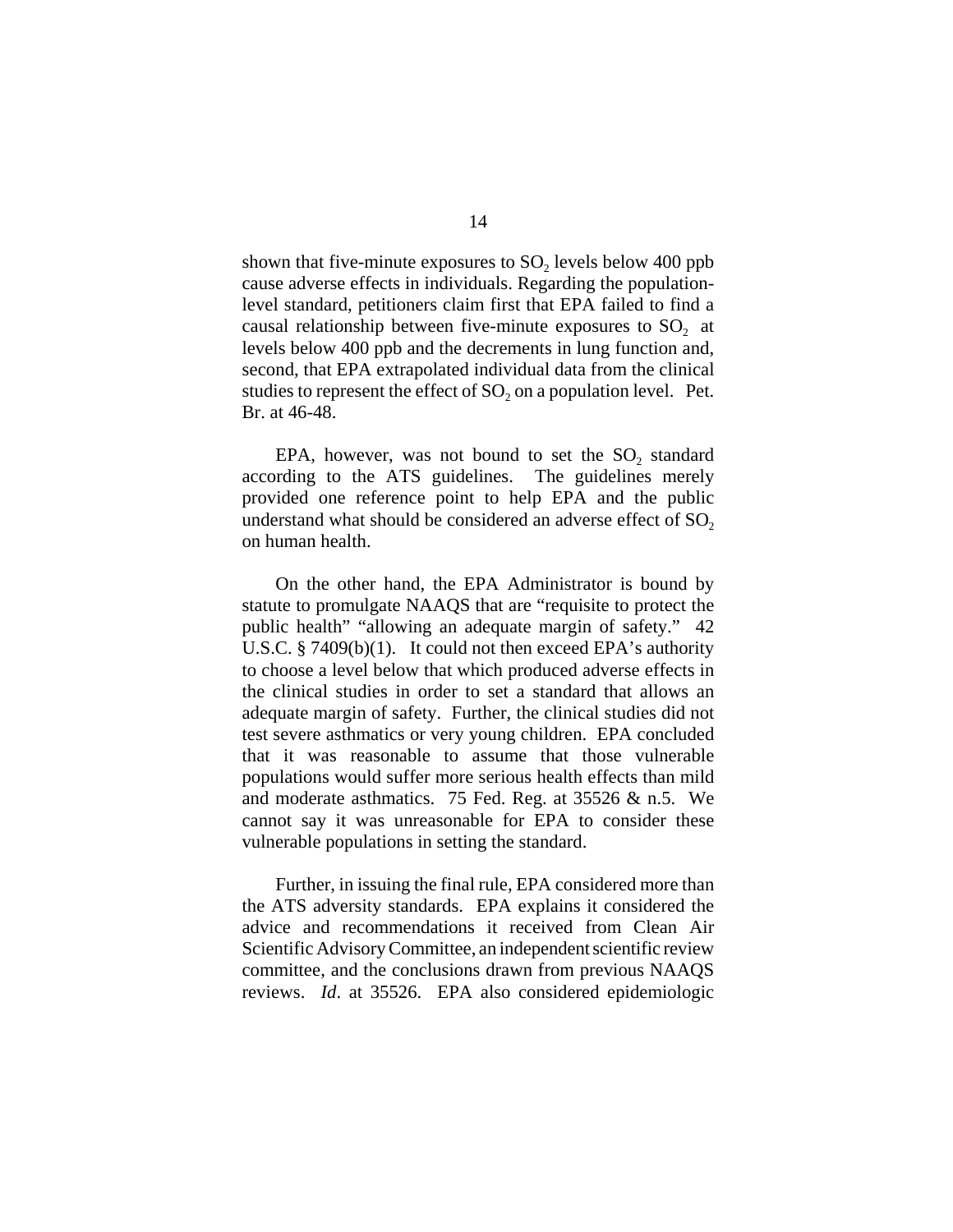shown that five-minute exposures to $SO_2$ levels below 400 ppb cause adverse effects in individuals. Regarding the population-level standard, petitioners claim first that EPA failed to find a causal relationship between five-minute exposures to $SO_2$ at levels below 400 ppb and the decrements in lung function and, second, that EPA extrapolated individual data from the clinical studies to represent the effect of $SO_2$ on a population level. Pet. Br. at 46-48.

EPA, however, was not bound to set the $SO_2$ standard according to the ATS guidelines. The guidelines merely provided one reference point to help EPA and the public understand what should be considered an adverse effect of $SO_2$ on human health.

On the other hand, the EPA Administrator is bound by statute to promulgate NAAQS that are "requisite to protect the public health" "allowing an adequate margin of safety." 42 U.S.C. § 7409(b)(1). It could not then exceed EPA's authority to choose a level below that which produced adverse effects in the clinical studies in order to set a standard that allows an adequate margin of safety. Further, the clinical studies did not test severe asthmatics or very young children. EPA concluded that it was reasonable to assume that those vulnerable populations would suffer more serious health effects than mild and moderate asthmatics. 75 Fed. Reg. at 35526 & n.5. We cannot say it was unreasonable for EPA to consider these vulnerable populations in setting the standard.

Further, in issuing the final rule, EPA considered more than the ATS adversity standards. EPA explains it considered the advice and recommendations it received from Clean Air Scientific Advisory Committee, an independent scientific review committee, and the conclusions drawn from previous NAAQS reviews. *Id*. at 35526. EPA also considered epidemiologic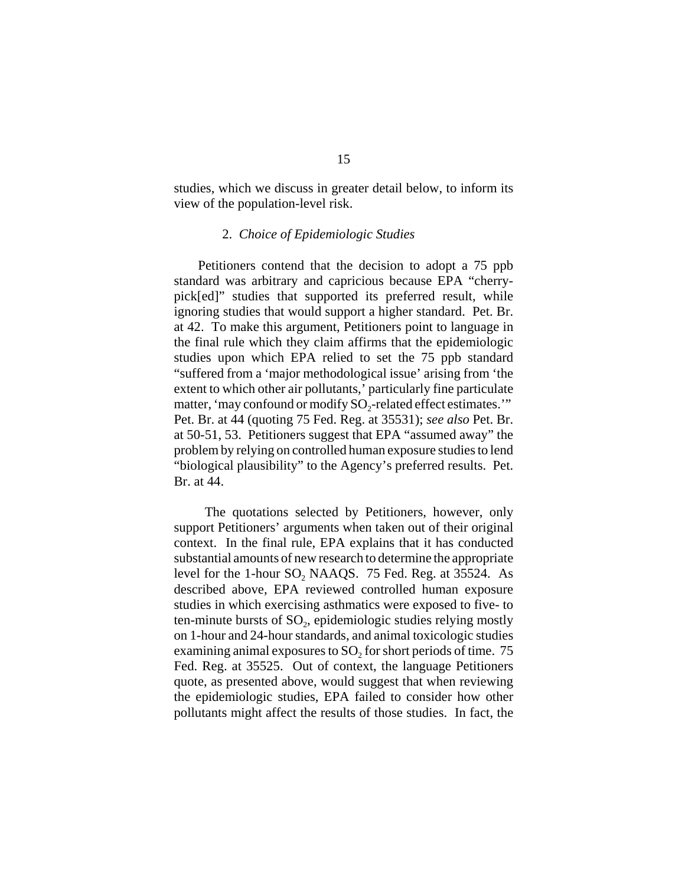studies, which we discuss in greater detail below, to inform its view of the population-level risk.

### 2. *Choice of Epidemiologic Studies*

Petitioners contend that the decision to adopt a 75 ppb standard was arbitrary and capricious because EPA "cherry-pick[ed]" studies that supported its preferred result, while ignoring studies that would support a higher standard. Pet. Br. at 42. To make this argument, Petitioners point to language in the final rule which they claim affirms that the epidemiologic studies upon which EPA relied to set the 75 ppb standard "suffered from a 'major methodological issue' arising from 'the extent to which other air pollutants,' particularly fine particulate matter, 'may confound or modify $SO_2$-related effect estimates.'" Pet. Br. at 44 (quoting 75 Fed. Reg. at 35531); *see also* Pet. Br. at 50-51, 53. Petitioners suggest that EPA "assumed away" the problem by relying on controlled human exposure studies to lend "biological plausibility" to the Agency's preferred results. Pet. Br. at 44.

The quotations selected by Petitioners, however, only support Petitioners' arguments when taken out of their original context. In the final rule, EPA explains that it has conducted substantial amounts of new research to determine the appropriate level for the 1-hour $SO_2$ NAAQS. 75 Fed. Reg. at 35524. As described above, EPA reviewed controlled human exposure studies in which exercising asthmatics were exposed to five- to ten-minute bursts of $SO_2$, epidemiologic studies relying mostly on 1-hour and 24-hour standards, and animal toxicologic studies examining animal exposures to $SO_2$ for short periods of time. 75 Fed. Reg. at 35525. Out of context, the language Petitioners quote, as presented above, would suggest that when reviewing the epidemiologic studies, EPA failed to consider how other pollutants might affect the results of those studies. In fact, the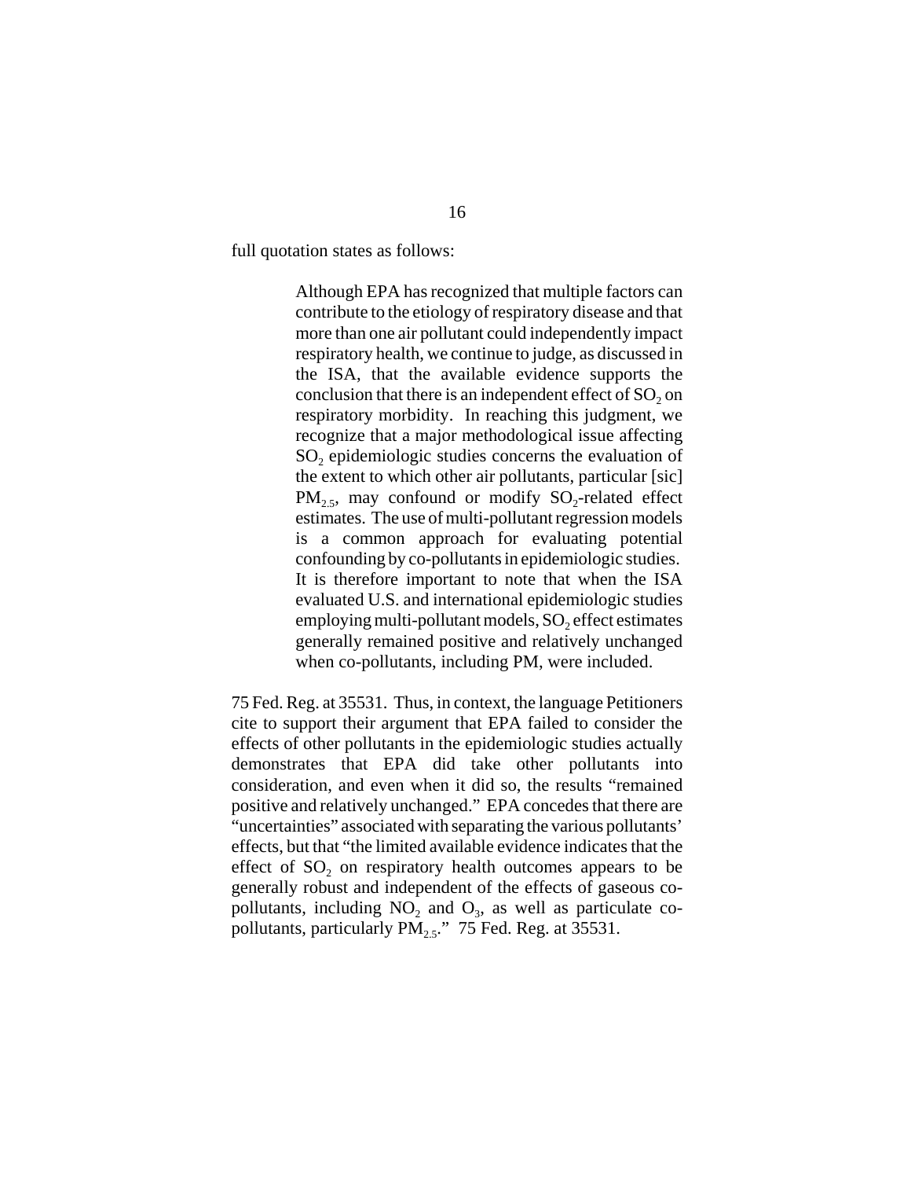full quotation states as follows:

> Although EPA has recognized that multiple factors can contribute to the etiology of respiratory disease and that more than one air pollutant could independently impact respiratory health, we continue to judge, as discussed in the ISA, that the available evidence supports the conclusion that there is an independent effect of $SO_2$ on respiratory morbidity. In reaching this judgment, we recognize that a major methodological issue affecting $SO_2$ epidemiologic studies concerns the evaluation of the extent to which other air pollutants, particular [sic] $PM_{2.5}$, may confound or modify $SO_2$-related effect estimates. The use of multi-pollutant regression models is a common approach for evaluating potential confounding by co-pollutants in epidemiologic studies. It is therefore important to note that when the ISA evaluated U.S. and international epidemiologic studies employing multi-pollutant models, $SO_2$ effect estimates generally remained positive and relatively unchanged when co-pollutants, including PM, were included.

75 Fed. Reg. at 35531. Thus, in context, the language Petitioners cite to support their argument that EPA failed to consider the effects of other pollutants in the epidemiologic studies actually demonstrates that EPA did take other pollutants into consideration, and even when it did so, the results "remained positive and relatively unchanged." EPA concedes that there are "uncertainties" associated with separating the various pollutants' effects, but that "the limited available evidence indicates that the effect of $SO_2$ on respiratory health outcomes appears to be generally robust and independent of the effects of gaseous co-pollutants, including $NO_2$ and $O_3$, as well as particulate co-pollutants, particularly $PM_{2.5}$." 75 Fed. Reg. at 35531.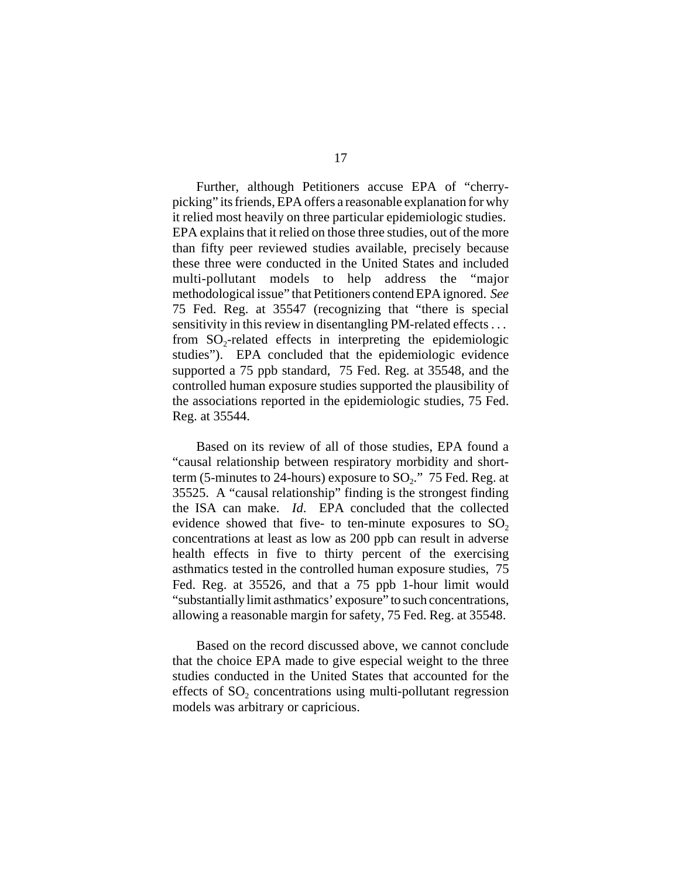Further, although Petitioners accuse EPA of "cherry-picking" its friends, EPA offers a reasonable explanation for why it relied most heavily on three particular epidemiologic studies. EPA explains that it relied on those three studies, out of the more than fifty peer reviewed studies available, precisely because these three were conducted in the United States and included multi-pollutant models to help address the "major methodological issue" that Petitioners contend EPA ignored. *See* 75 Fed. Reg. at 35547 (recognizing that "there is special sensitivity in this review in disentangling PM-related effects . . . from $SO_2$-related effects in interpreting the epidemiologic studies"). EPA concluded that the epidemiologic evidence supported a 75 ppb standard, 75 Fed. Reg. at 35548, and the controlled human exposure studies supported the plausibility of the associations reported in the epidemiologic studies, 75 Fed. Reg. at 35544.

Based on its review of all of those studies, EPA found a "causal relationship between respiratory morbidity and short-term (5-minutes to 24-hours) exposure to $SO_2$." 75 Fed. Reg. at 35525. A "causal relationship" finding is the strongest finding the ISA can make. *Id.* EPA concluded that the collected evidence showed that five- to ten-minute exposures to $SO_2$ concentrations at least as low as 200 ppb can result in adverse health effects in five to thirty percent of the exercising asthmatics tested in the controlled human exposure studies, 75 Fed. Reg. at 35526, and that a 75 ppb 1-hour limit would "substantially limit asthmatics' exposure" to such concentrations, allowing a reasonable margin for safety, 75 Fed. Reg. at 35548.

Based on the record discussed above, we cannot conclude that the choice EPA made to give especial weight to the three studies conducted in the United States that accounted for the effects of $SO_2$ concentrations using multi-pollutant regression models was arbitrary or capricious.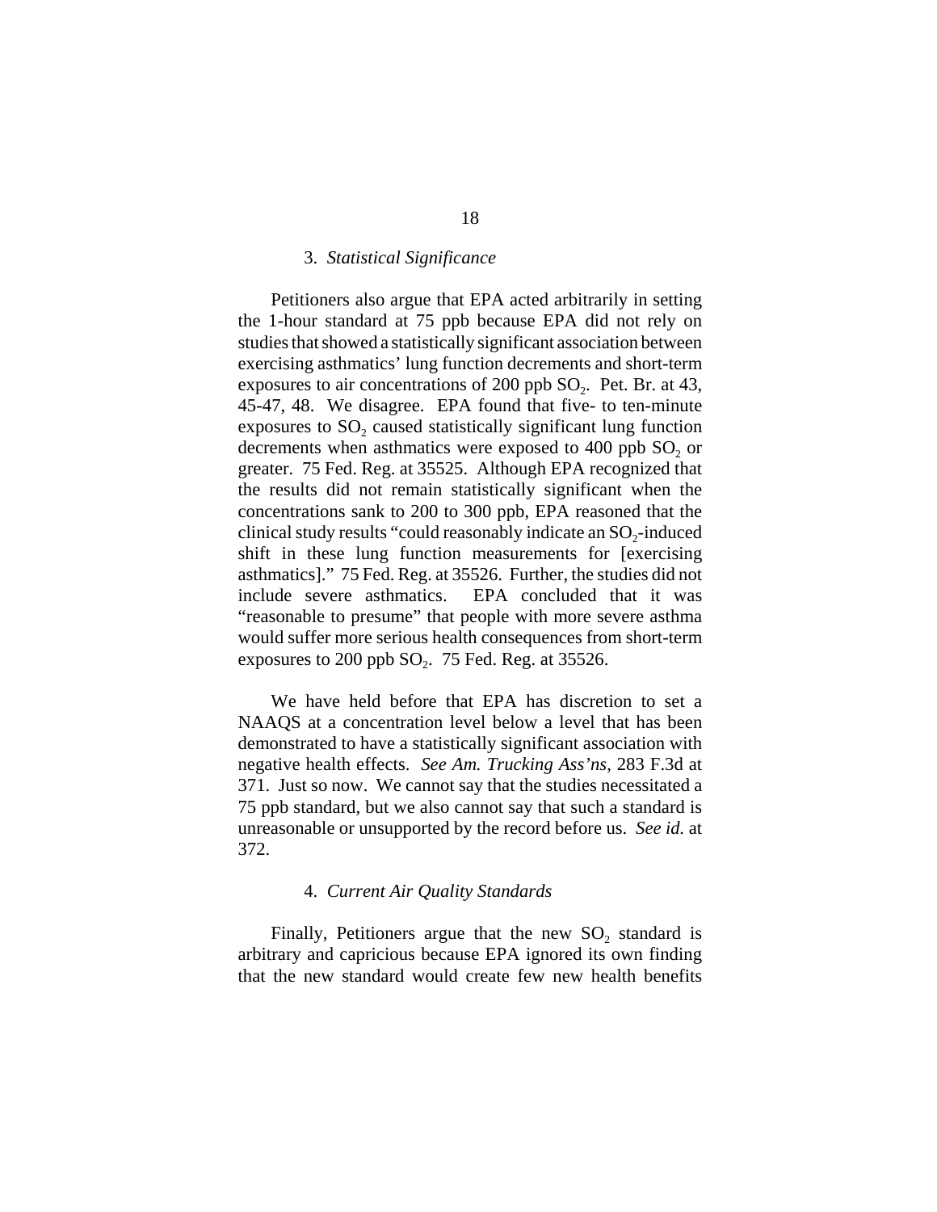### 3. *Statistical Significance*

Petitioners also argue that EPA acted arbitrarily in setting the 1-hour standard at 75 ppb because EPA did not rely on studies that showed a statistically significant association between exercising asthmatics' lung function decrements and short-term exposures to air concentrations of 200 ppb $SO_2$. Pet. Br. at 43, 45-47, 48. We disagree. EPA found that five- to ten-minute exposures to $SO_2$ caused statistically significant lung function decrements when asthmatics were exposed to 400 ppb $SO_2$ or greater. 75 Fed. Reg. at 35525. Although EPA recognized that the results did not remain statistically significant when the concentrations sank to 200 to 300 ppb, EPA reasoned that the clinical study results "could reasonably indicate an $SO_2$-induced shift in these lung function measurements for [exercising asthmatics]." 75 Fed. Reg. at 35526. Further, the studies did not include severe asthmatics. EPA concluded that it was "reasonable to presume" that people with more severe asthma would suffer more serious health consequences from short-term exposures to 200 ppb $SO_2$. 75 Fed. Reg. at 35526.

We have held before that EPA has discretion to set a NAAQS at a concentration level below a level that has been demonstrated to have a statistically significant association with negative health effects. *See Am. Trucking Ass'ns*, 283 F.3d at 371. Just so now. We cannot say that the studies necessitated a 75 ppb standard, but we also cannot say that such a standard is unreasonable or unsupported by the record before us. *See id.* at 372.

### 4. *Current Air Quality Standards*

Finally, Petitioners argue that the new $SO_2$ standard is arbitrary and capricious because EPA ignored its own finding that the new standard would create few new health benefits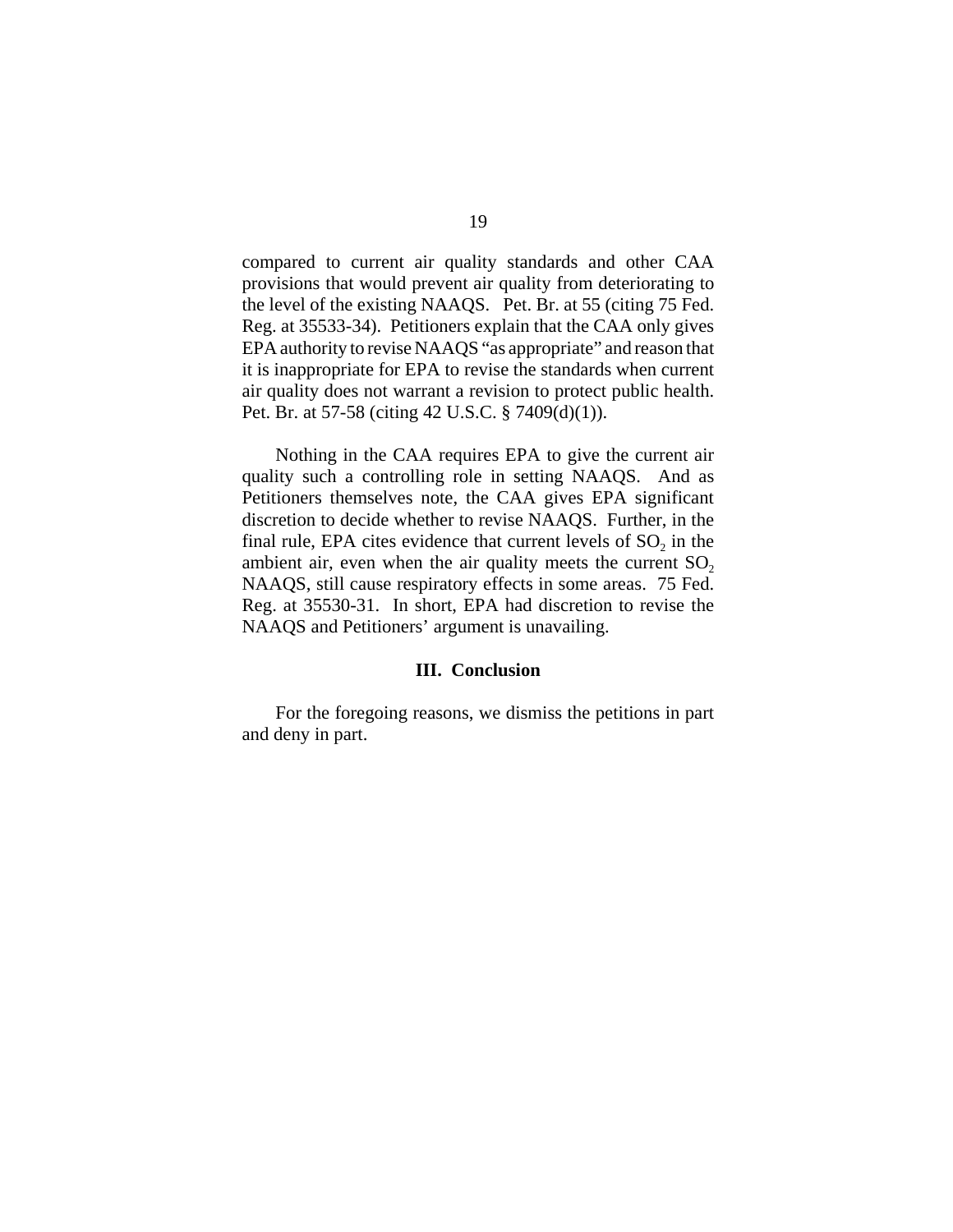compared to current air quality standards and other CAA provisions that would prevent air quality from deteriorating to the level of the existing NAAQS. Pet. Br. at 55 (citing 75 Fed. Reg. at 35533-34). Petitioners explain that the CAA only gives EPA authority to revise NAAQS "as appropriate" and reason that it is inappropriate for EPA to revise the standards when current air quality does not warrant a revision to protect public health. Pet. Br. at 57-58 (citing 42 U.S.C. § 7409(d)(1)).

Nothing in the CAA requires EPA to give the current air quality such a controlling role in setting NAAQS. And as Petitioners themselves note, the CAA gives EPA significant discretion to decide whether to revise NAAQS. Further, in the final rule, EPA cites evidence that current levels of $SO_2$ in the ambient air, even when the air quality meets the current $SO_2$ NAAQS, still cause respiratory effects in some areas. 75 Fed. Reg. at 35530-31. In short, EPA had discretion to revise the NAAQS and Petitioners' argument is unavailing.

### III. Conclusion

For the foregoing reasons, we dismiss the petitions in part and deny in part.